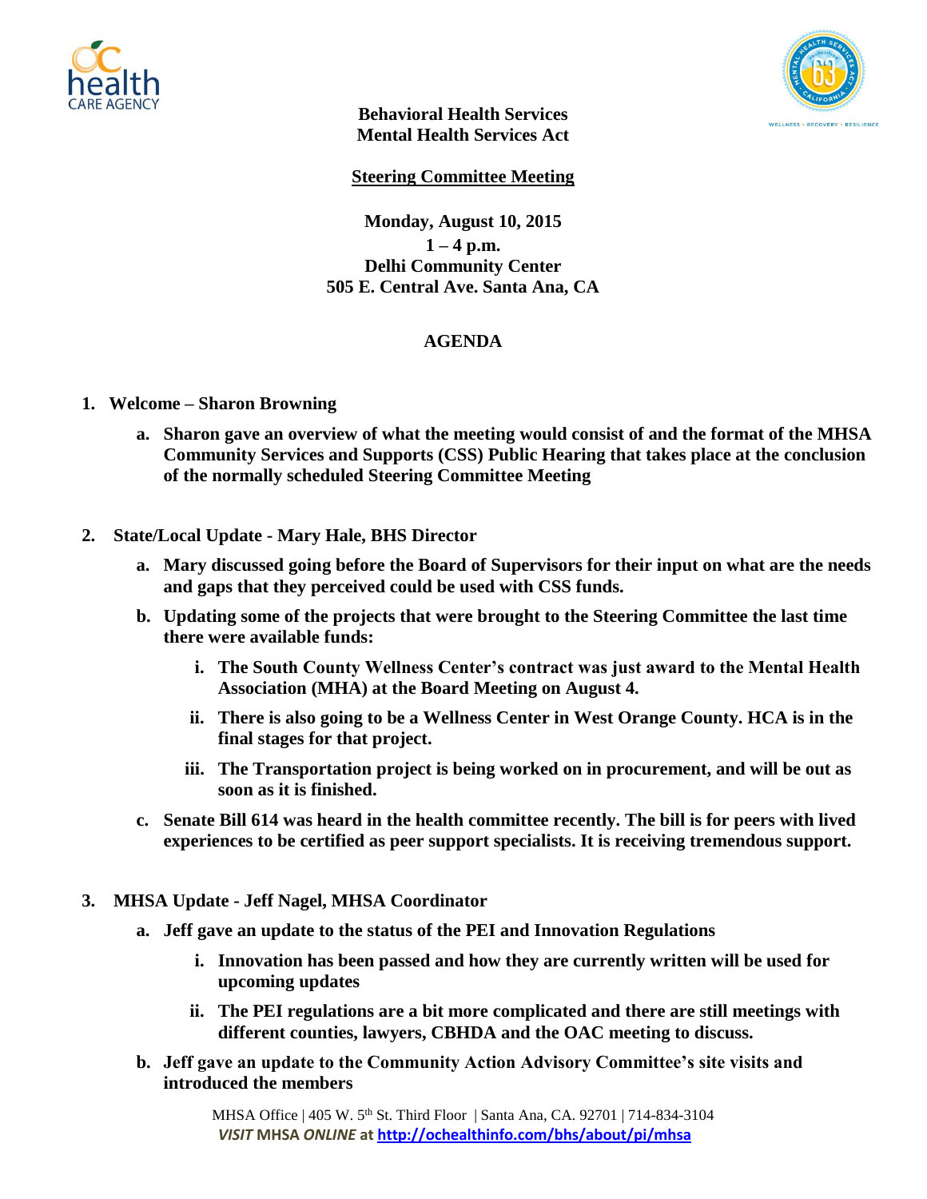**Behavioral Health Services**
**Mental Health Services Act**

**Steering Committee Meeting**

**Monday, August 10, 2015**
**1 – 4 p.m.**
**Delhi Community Center**
**505 E. Central Ave. Santa Ana, CA**

## AGENDA

1. **Welcome – Sharon Browning**
   a. **Sharon gave an overview of what the meeting would consist of and the format of the MHSA Community Services and Supports (CSS) Public Hearing that takes place at the conclusion of the normally scheduled Steering Committee Meeting**

2. **State/Local Update - Mary Hale, BHS Director**
   a. **Mary discussed going before the Board of Supervisors for their input on what are the needs and gaps that they perceived could be used with CSS funds.**
   b. **Updating some of the projects that were brought to the Steering Committee the last time there were available funds:**
      i. **The South County Wellness Center's contract was just award to the Mental Health Association (MHA) at the Board Meeting on August 4.**
      ii. **There is also going to be a Wellness Center in West Orange County. HCA is in the final stages for that project.**
      iii. **The Transportation project is being worked on in procurement, and will be out as soon as it is finished.**
   c. **Senate Bill 614 was heard in the health committee recently. The bill is for peers with lived experiences to be certified as peer support specialists. It is receiving tremendous support.**

3. **MHSA Update - Jeff Nagel, MHSA Coordinator**
   a. **Jeff gave an update to the status of the PEI and Innovation Regulations**
      i. **Innovation has been passed and how they are currently written will be used for upcoming updates**
      ii. **The PEI regulations are a bit more complicated and there are still meetings with different counties, lawyers, CBHDA and the OAC meeting to discuss.**
   b. **Jeff gave an update to the Community Action Advisory Committee's site visits and introduced the members**

MHSA Office | 405 W. 5th St. Third Floor | Santa Ana, CA. 92701 | 714-834-3104
*VISIT* **MHSA** ***ONLINE*** **at http://ochealthinfo.com/bhs/about/pi/mhsa**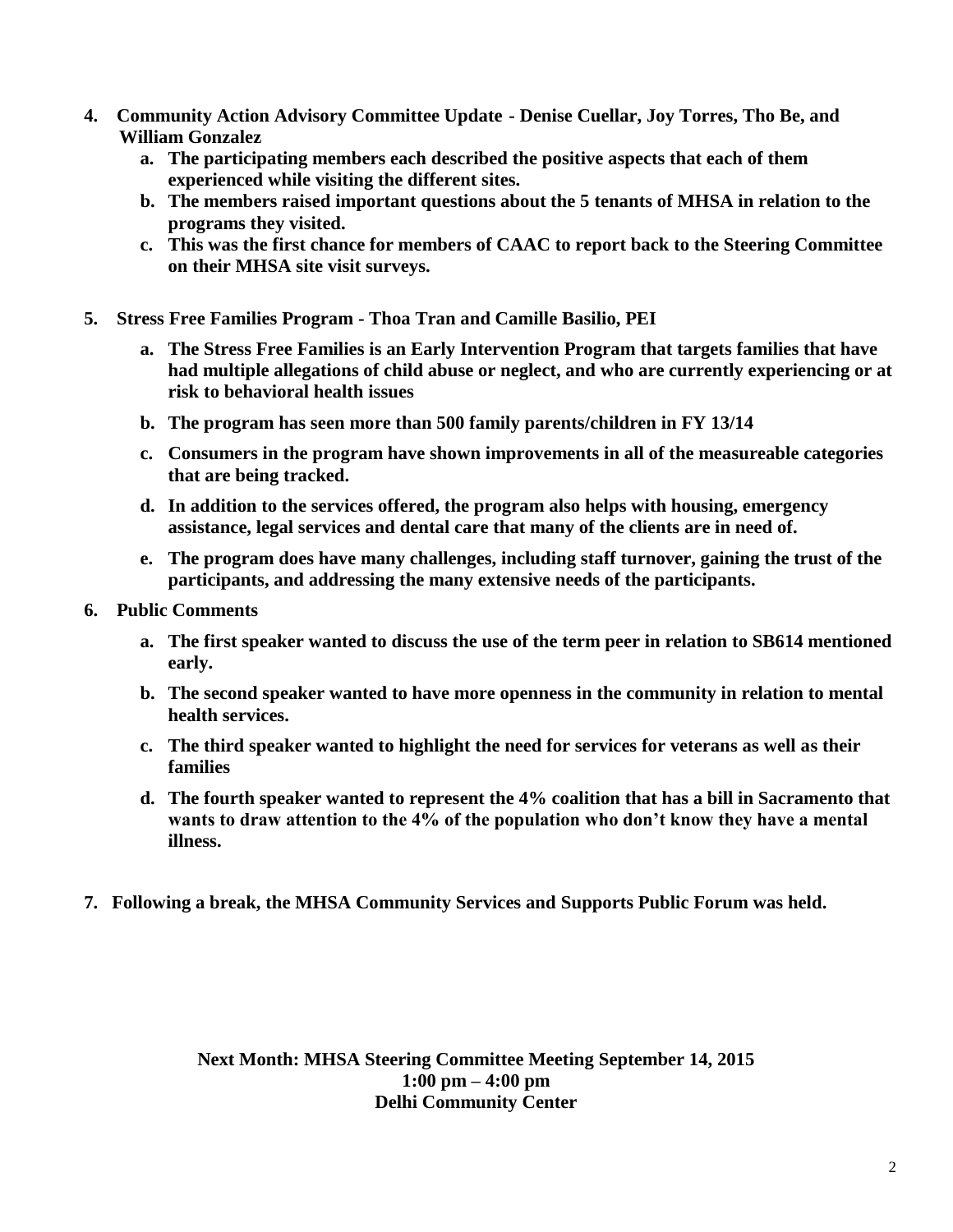**4. Community Action Advisory Committee Update - Denise Cuellar, Joy Torres, Tho Be, and William Gonzalez**

- **a. The participating members each described the positive aspects that each of them experienced while visiting the different sites.**
- **b. The members raised important questions about the 5 tenants of MHSA in relation to the programs they visited.**
- **c. This was the first chance for members of CAAC to report back to the Steering Committee on their MHSA site visit surveys.**

**5. Stress Free Families Program - Thoa Tran and Camille Basilio, PEI**

- **a. The Stress Free Families is an Early Intervention Program that targets families that have had multiple allegations of child abuse or neglect, and who are currently experiencing or at risk to behavioral health issues**
- **b. The program has seen more than 500 family parents/children in FY 13/14**
- **c. Consumers in the program have shown improvements in all of the measureable categories that are being tracked.**
- **d. In addition to the services offered, the program also helps with housing, emergency assistance, legal services and dental care that many of the clients are in need of.**
- **e. The program does have many challenges, including staff turnover, gaining the trust of the participants, and addressing the many extensive needs of the participants.**

**6. Public Comments**

- **a. The first speaker wanted to discuss the use of the term peer in relation to SB614 mentioned early.**
- **b. The second speaker wanted to have more openness in the community in relation to mental health services.**
- **c. The third speaker wanted to highlight the need for services for veterans as well as their families**
- **d. The fourth speaker wanted to represent the 4% coalition that has a bill in Sacramento that wants to draw attention to the 4% of the population who don't know they have a mental illness.**

**7. Following a break, the MHSA Community Services and Supports Public Forum was held.**

**Next Month: MHSA Steering Committee Meeting September 14, 2015**
**1:00 pm – 4:00 pm**
**Delhi Community Center**